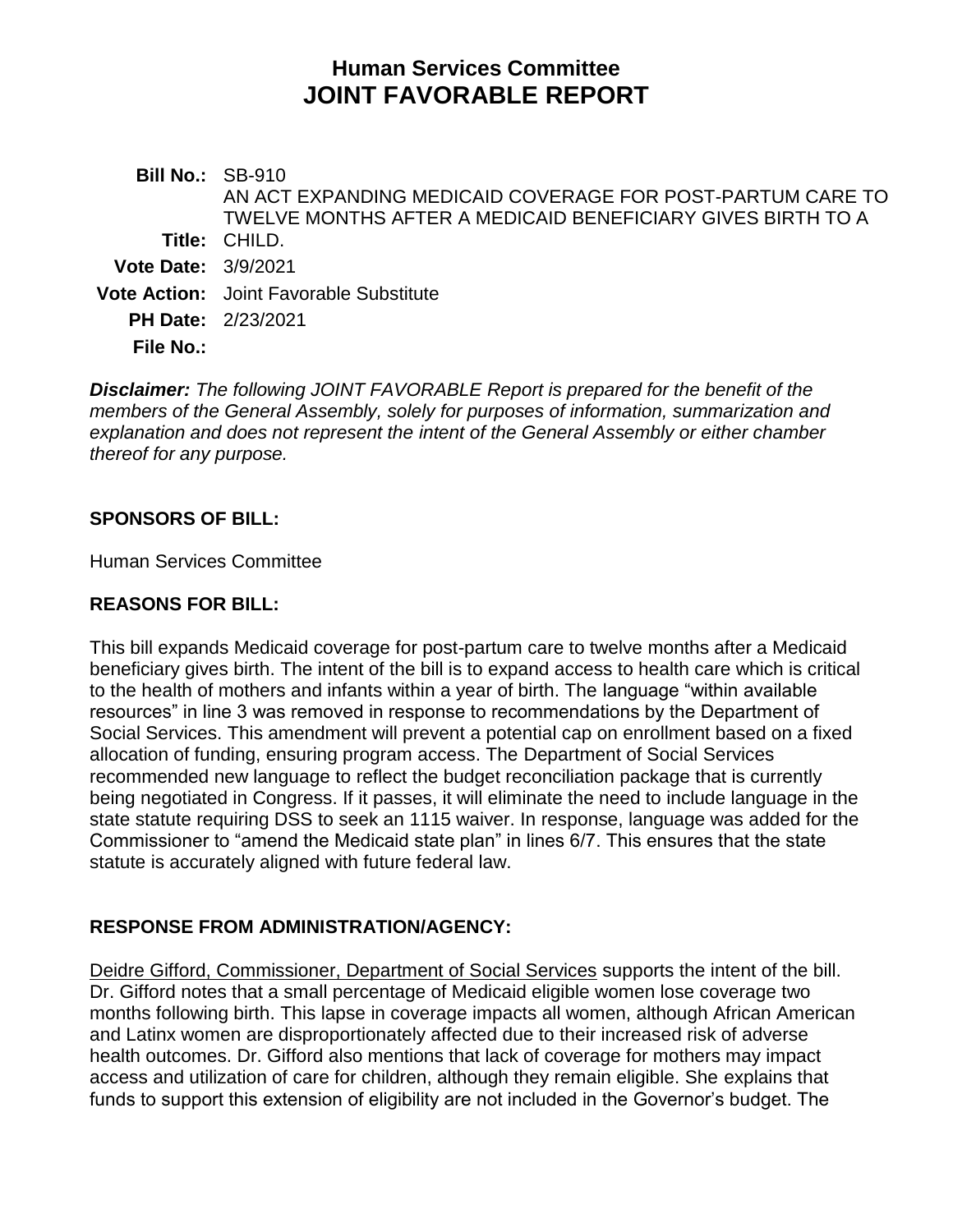# Human Services Committee
# JOINT FAVORABLE REPORT

| | |
|---|---|
| **Bill No.:** | SB-910 |
| **Title:** | AN ACT EXPANDING MEDICAID COVERAGE FOR POST-PARTUM CARE TO TWELVE MONTHS AFTER A MEDICAID BENEFICIARY GIVES BIRTH TO A CHILD. |
| **Vote Date:** | 3/9/2021 |
| **Vote Action:** | Joint Favorable Substitute |
| **PH Date:** | 2/23/2021 |
| **File No.:** | |

***Disclaimer:*** *The following JOINT FAVORABLE Report is prepared for the benefit of the members of the General Assembly, solely for purposes of information, summarization and explanation and does not represent the intent of the General Assembly or either chamber thereof for any purpose.*

## SPONSORS OF BILL:

Human Services Committee

## REASONS FOR BILL:

This bill expands Medicaid coverage for post-partum care to twelve months after a Medicaid beneficiary gives birth. The intent of the bill is to expand access to health care which is critical to the health of mothers and infants within a year of birth. The language "within available resources" in line 3 was removed in response to recommendations by the Department of Social Services. This amendment will prevent a potential cap on enrollment based on a fixed allocation of funding, ensuring program access. The Department of Social Services recommended new language to reflect the budget reconciliation package that is currently being negotiated in Congress. If it passes, it will eliminate the need to include language in the state statute requiring DSS to seek an 1115 waiver. In response, language was added for the Commissioner to "amend the Medicaid state plan" in lines 6/7. This ensures that the state statute is accurately aligned with future federal law.

## RESPONSE FROM ADMINISTRATION/AGENCY:

Deidre Gifford, Commissioner, Department of Social Services supports the intent of the bill. Dr. Gifford notes that a small percentage of Medicaid eligible women lose coverage two months following birth. This lapse in coverage impacts all women, although African American and Latinx women are disproportionately affected due to their increased risk of adverse health outcomes. Dr. Gifford also mentions that lack of coverage for mothers may impact access and utilization of care for children, although they remain eligible. She explains that funds to support this extension of eligibility are not included in the Governor's budget. The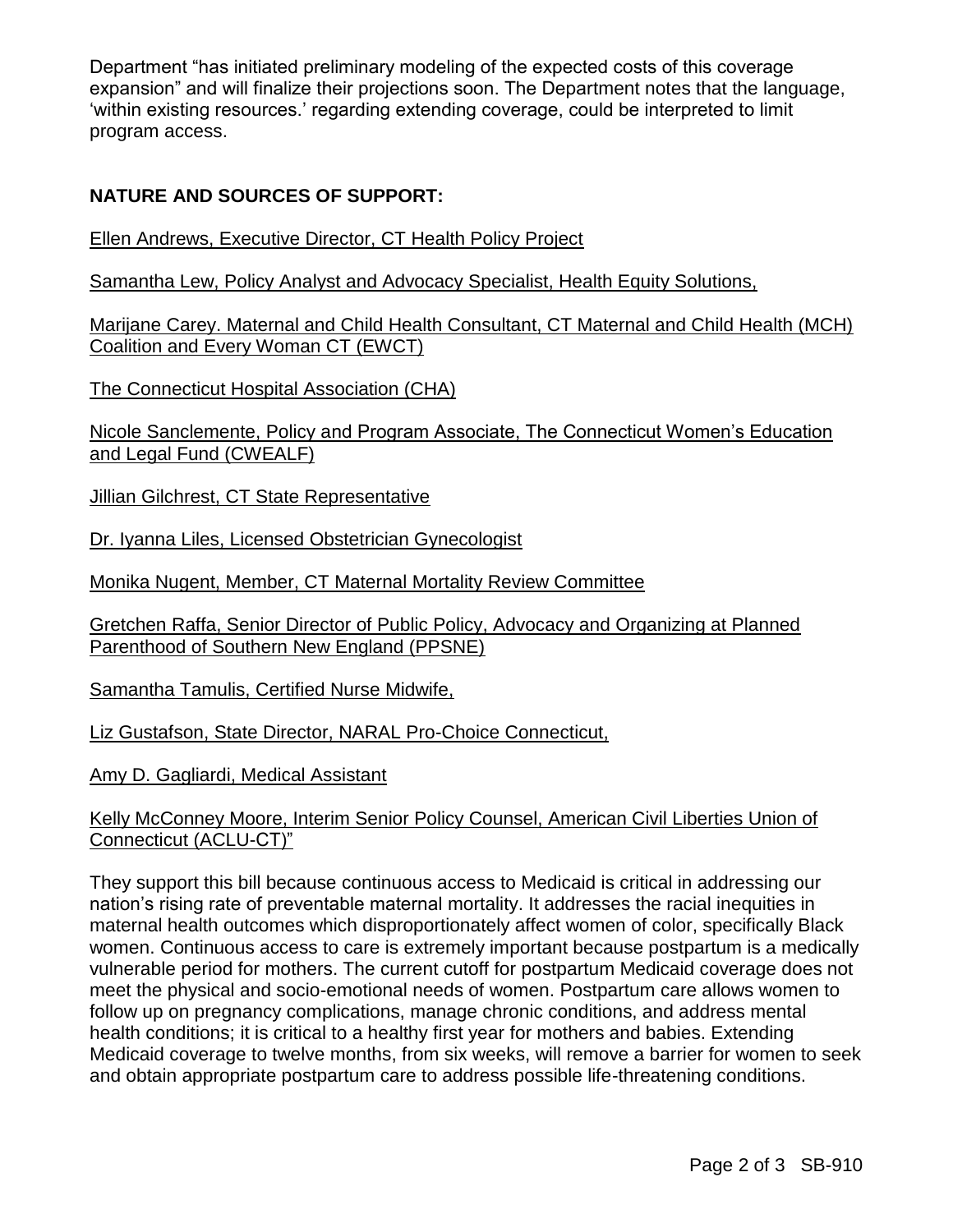Department "has initiated preliminary modeling of the expected costs of this coverage expansion" and will finalize their projections soon. The Department notes that the language, 'within existing resources.' regarding extending coverage, could be interpreted to limit program access.

**NATURE AND SOURCES OF SUPPORT:**

Ellen Andrews, Executive Director, CT Health Policy Project

Samantha Lew, Policy Analyst and Advocacy Specialist, Health Equity Solutions,

Marijane Carey. Maternal and Child Health Consultant, CT Maternal and Child Health (MCH) Coalition and Every Woman CT (EWCT)

The Connecticut Hospital Association (CHA)

Nicole Sanclemente, Policy and Program Associate, The Connecticut Women's Education and Legal Fund (CWEALF)

Jillian Gilchrest, CT State Representative

Dr. Iyanna Liles, Licensed Obstetrician Gynecologist

Monika Nugent, Member, CT Maternal Mortality Review Committee

Gretchen Raffa, Senior Director of Public Policy, Advocacy and Organizing at Planned Parenthood of Southern New England (PPSNE)

Samantha Tamulis, Certified Nurse Midwife,

Liz Gustafson, State Director, NARAL Pro-Choice Connecticut,

Amy D. Gagliardi, Medical Assistant

Kelly McConney Moore, Interim Senior Policy Counsel, American Civil Liberties Union of Connecticut (ACLU-CT)"

They support this bill because continuous access to Medicaid is critical in addressing our nation's rising rate of preventable maternal mortality. It addresses the racial inequities in maternal health outcomes which disproportionately affect women of color, specifically Black women. Continuous access to care is extremely important because postpartum is a medically vulnerable period for mothers. The current cutoff for postpartum Medicaid coverage does not meet the physical and socio-emotional needs of women. Postpartum care allows women to follow up on pregnancy complications, manage chronic conditions, and address mental health conditions; it is critical to a healthy first year for mothers and babies. Extending Medicaid coverage to twelve months, from six weeks, will remove a barrier for women to seek and obtain appropriate postpartum care to address possible life-threatening conditions.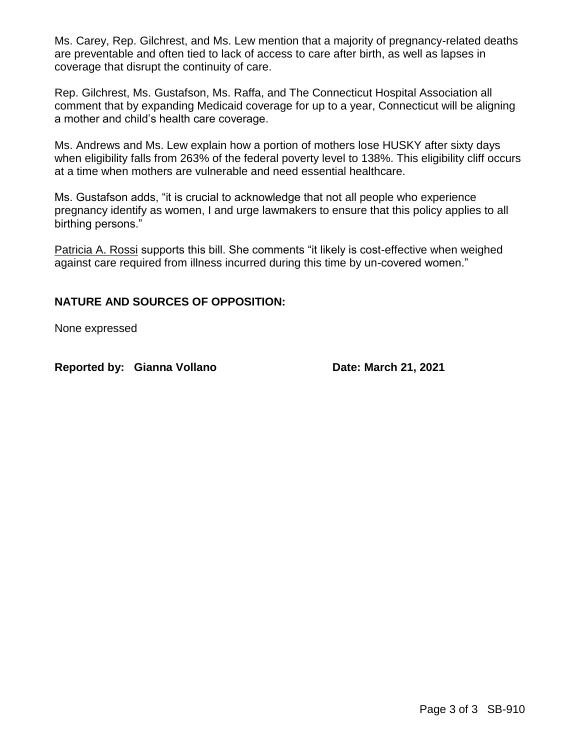Ms. Carey, Rep. Gilchrest, and Ms. Lew mention that a majority of pregnancy-related deaths are preventable and often tied to lack of access to care after birth, as well as lapses in coverage that disrupt the continuity of care.

Rep. Gilchrest, Ms. Gustafson, Ms. Raffa, and The Connecticut Hospital Association all comment that by expanding Medicaid coverage for up to a year, Connecticut will be aligning a mother and child's health care coverage.

Ms. Andrews and Ms. Lew explain how a portion of mothers lose HUSKY after sixty days when eligibility falls from 263% of the federal poverty level to 138%. This eligibility cliff occurs at a time when mothers are vulnerable and need essential healthcare.

Ms. Gustafson adds, "it is crucial to acknowledge that not all people who experience pregnancy identify as women, I and urge lawmakers to ensure that this policy applies to all birthing persons."

Patricia A. Rossi supports this bill. She comments "it likely is cost-effective when weighed against care required from illness incurred during this time by un-covered women."

**NATURE AND SOURCES OF OPPOSITION:**

None expressed

**Reported by: Gianna Vollano** **Date: March 21, 2021**